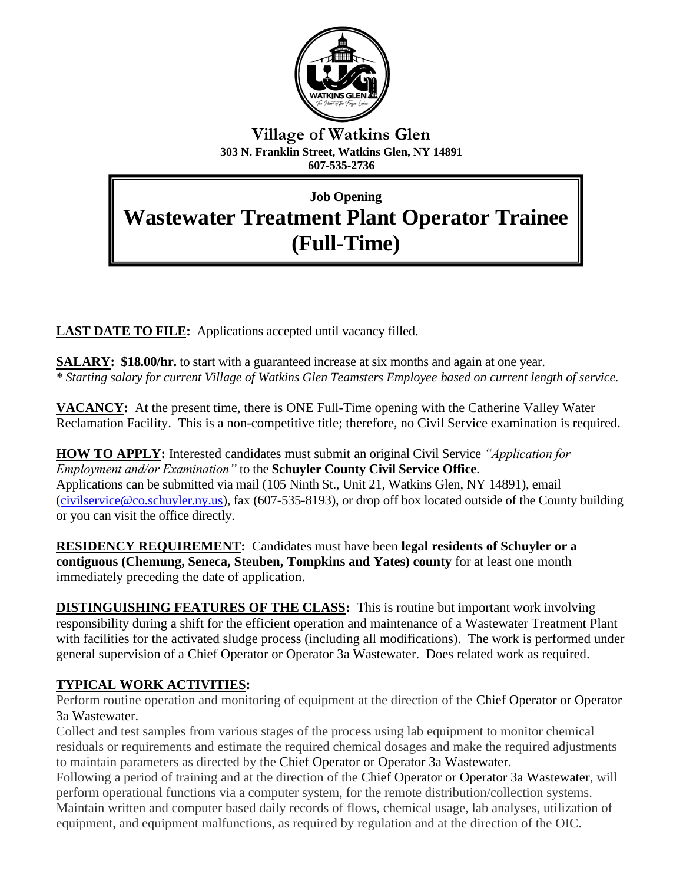# Village of Watkins Glen

**303 N. Franklin Street, Watkins Glen, NY 14891**
**607-535-2736**

**Job Opening**

# Wastewater Treatment Plant Operator Trainee (Full-Time)

**LAST DATE TO FILE:** Applications accepted until vacancy filled.

**SALARY: $18.00/hr.** to start with a guaranteed increase at six months and again at one year.
*\* Starting salary for current Village of Watkins Glen Teamsters Employee based on current length of service.*

**VACANCY:** At the present time, there is ONE Full-Time opening with the Catherine Valley Water Reclamation Facility. This is a non-competitive title; therefore, no Civil Service examination is required.

**HOW TO APPLY:** Interested candidates must submit an original Civil Service *"Application for Employment and/or Examination"* to the **Schuyler County Civil Service Office**.
Applications can be submitted via mail (105 Ninth St., Unit 21, Watkins Glen, NY 14891), email (civilservice@co.schuyler.ny.us), fax (607-535-8193), or drop off box located outside of the County building or you can visit the office directly.

**RESIDENCY REQUIREMENT:** Candidates must have been **legal residents of Schuyler or a contiguous (Chemung, Seneca, Steuben, Tompkins and Yates) county** for at least one month immediately preceding the date of application.

**DISTINGUISHING FEATURES OF THE CLASS:** This is routine but important work involving responsibility during a shift for the efficient operation and maintenance of a Wastewater Treatment Plant with facilities for the activated sludge process (including all modifications). The work is performed under general supervision of a Chief Operator or Operator 3a Wastewater. Does related work as required.

## TYPICAL WORK ACTIVITIES:

Perform routine operation and monitoring of equipment at the direction of the Chief Operator or Operator 3a Wastewater.

Collect and test samples from various stages of the process using lab equipment to monitor chemical residuals or requirements and estimate the required chemical dosages and make the required adjustments to maintain parameters as directed by the Chief Operator or Operator 3a Wastewater.

Following a period of training and at the direction of the Chief Operator or Operator 3a Wastewater, will perform operational functions via a computer system, for the remote distribution/collection systems.

Maintain written and computer based daily records of flows, chemical usage, lab analyses, utilization of equipment, and equipment malfunctions, as required by regulation and at the direction of the OIC.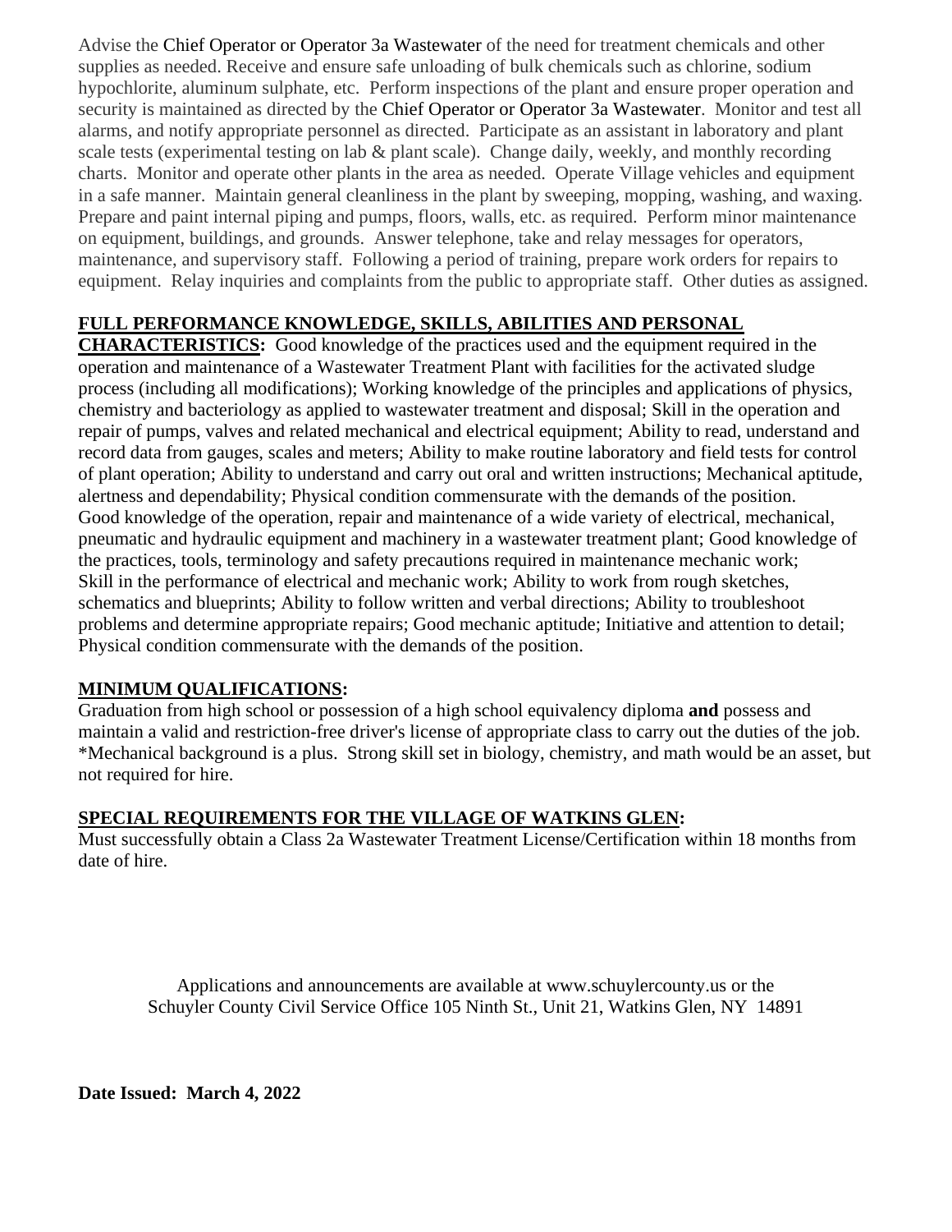Advise the Chief Operator or Operator 3a Wastewater of the need for treatment chemicals and other supplies as needed. Receive and ensure safe unloading of bulk chemicals such as chlorine, sodium hypochlorite, aluminum sulphate, etc. Perform inspections of the plant and ensure proper operation and security is maintained as directed by the Chief Operator or Operator 3a Wastewater. Monitor and test all alarms, and notify appropriate personnel as directed. Participate as an assistant in laboratory and plant scale tests (experimental testing on lab & plant scale). Change daily, weekly, and monthly recording charts. Monitor and operate other plants in the area as needed. Operate Village vehicles and equipment in a safe manner. Maintain general cleanliness in the plant by sweeping, mopping, washing, and waxing. Prepare and paint internal piping and pumps, floors, walls, etc. as required. Perform minor maintenance on equipment, buildings, and grounds. Answer telephone, take and relay messages for operators, maintenance, and supervisory staff. Following a period of training, prepare work orders for repairs to equipment. Relay inquiries and complaints from the public to appropriate staff. Other duties as assigned.

**FULL PERFORMANCE KNOWLEDGE, SKILLS, ABILITIES AND PERSONAL CHARACTERISTICS:** Good knowledge of the practices used and the equipment required in the operation and maintenance of a Wastewater Treatment Plant with facilities for the activated sludge process (including all modifications); Working knowledge of the principles and applications of physics, chemistry and bacteriology as applied to wastewater treatment and disposal; Skill in the operation and repair of pumps, valves and related mechanical and electrical equipment; Ability to read, understand and record data from gauges, scales and meters; Ability to make routine laboratory and field tests for control of plant operation; Ability to understand and carry out oral and written instructions; Mechanical aptitude, alertness and dependability; Physical condition commensurate with the demands of the position.
Good knowledge of the operation, repair and maintenance of a wide variety of electrical, mechanical, pneumatic and hydraulic equipment and machinery in a wastewater treatment plant; Good knowledge of the practices, tools, terminology and safety precautions required in maintenance mechanic work; Skill in the performance of electrical and mechanic work; Ability to work from rough sketches, schematics and blueprints; Ability to follow written and verbal directions; Ability to troubleshoot problems and determine appropriate repairs; Good mechanic aptitude; Initiative and attention to detail; Physical condition commensurate with the demands of the position.

**MINIMUM QUALIFICATIONS:**
Graduation from high school or possession of a high school equivalency diploma **and** possess and maintain a valid and restriction-free driver's license of appropriate class to carry out the duties of the job. *Mechanical background is a plus. Strong skill set in biology, chemistry, and math would be an asset, but not required for hire.

**SPECIAL REQUIREMENTS FOR THE VILLAGE OF WATKINS GLEN:**
Must successfully obtain a Class 2a Wastewater Treatment License/Certification within 18 months from date of hire.

Applications and announcements are available at www.schuylercounty.us or the Schuyler County Civil Service Office 105 Ninth St., Unit 21, Watkins Glen, NY 14891

**Date Issued: March 4, 2022**